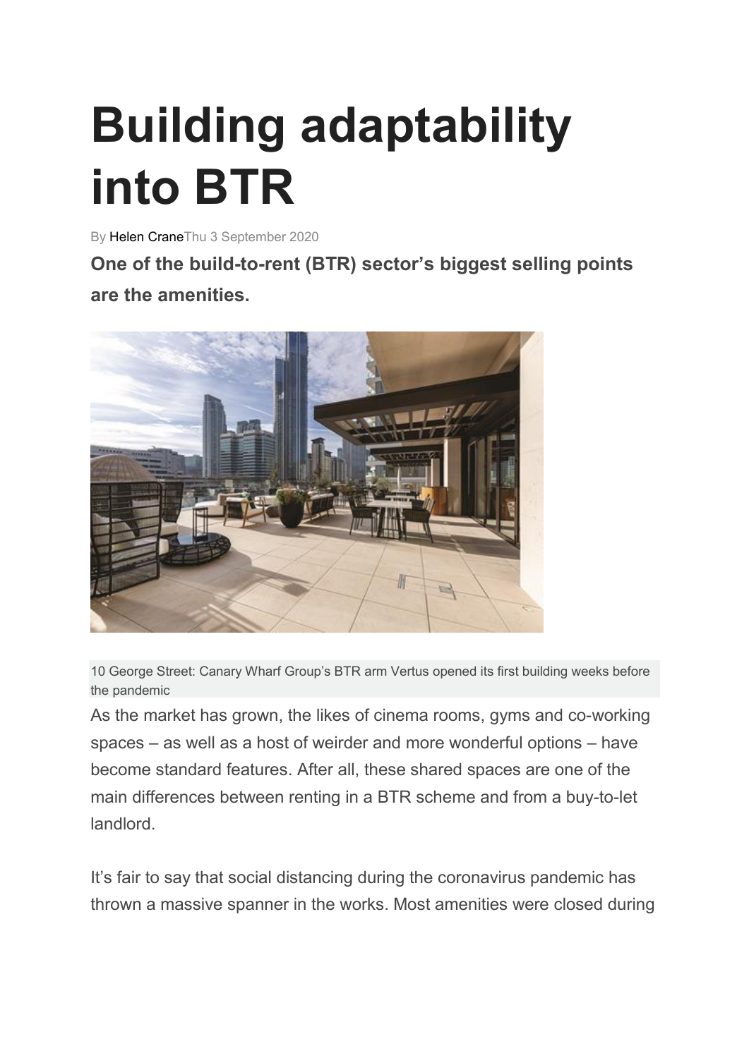# Building adaptability into BTR

By Helen Crane Thu 3 September 2020

**One of the build-to-rent (BTR) sector's biggest selling points are the amenities.**

10 George Street: Canary Wharf Group's BTR arm Vertus opened its first building weeks before the pandemic

As the market has grown, the likes of cinema rooms, gyms and co-working spaces – as well as a host of weirder and more wonderful options – have become standard features. After all, these shared spaces are one of the main differences between renting in a BTR scheme and from a buy-to-let landlord.

It's fair to say that social distancing during the coronavirus pandemic has thrown a massive spanner in the works. Most amenities were closed during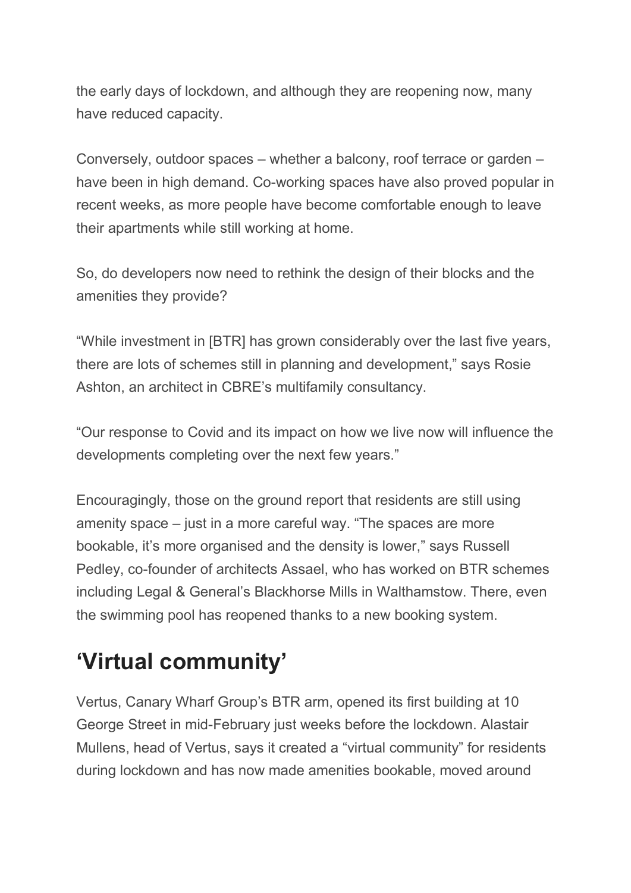the early days of lockdown, and although they are reopening now, many have reduced capacity.

Conversely, outdoor spaces – whether a balcony, roof terrace or garden – have been in high demand. Co-working spaces have also proved popular in recent weeks, as more people have become comfortable enough to leave their apartments while still working at home.

So, do developers now need to rethink the design of their blocks and the amenities they provide?

“While investment in [BTR] has grown considerably over the last five years, there are lots of schemes still in planning and development,” says Rosie Ashton, an architect in CBRE’s multifamily consultancy.

“Our response to Covid and its impact on how we live now will influence the developments completing over the next few years.”

Encouragingly, those on the ground report that residents are still using amenity space – just in a more careful way. “The spaces are more bookable, it’s more organised and the density is lower,” says Russell Pedley, co-founder of architects Assael, who has worked on BTR schemes including Legal & General’s Blackhorse Mills in Walthamstow. There, even the swimming pool has reopened thanks to a new booking system.

## ‘Virtual community’

Vertus, Canary Wharf Group’s BTR arm, opened its first building at 10 George Street in mid-February just weeks before the lockdown. Alastair Mullens, head of Vertus, says it created a “virtual community” for residents during lockdown and has now made amenities bookable, moved around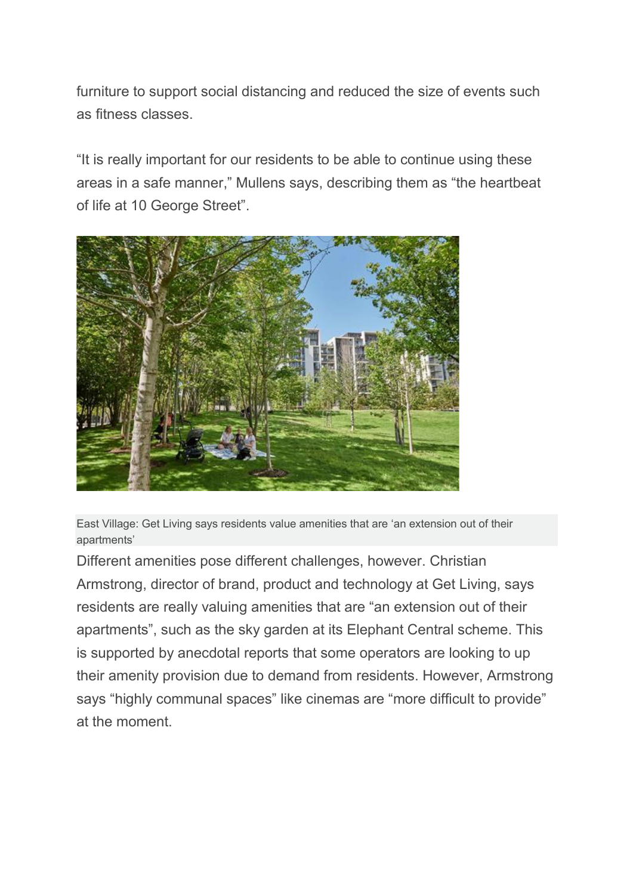furniture to support social distancing and reduced the size of events such as fitness classes.

"It is really important for our residents to be able to continue using these areas in a safe manner," Mullens says, describing them as "the heartbeat of life at 10 George Street".

East Village: Get Living says residents value amenities that are 'an extension out of their apartments'

Different amenities pose different challenges, however. Christian Armstrong, director of brand, product and technology at Get Living, says residents are really valuing amenities that are "an extension out of their apartments", such as the sky garden at its Elephant Central scheme. This is supported by anecdotal reports that some operators are looking to up their amenity provision due to demand from residents. However, Armstrong says "highly communal spaces" like cinemas are "more difficult to provide" at the moment.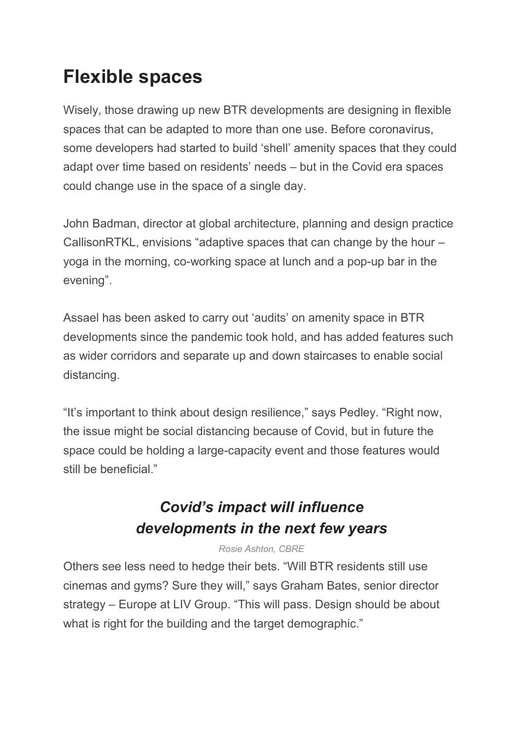## Flexible spaces

Wisely, those drawing up new BTR developments are designing in flexible spaces that can be adapted to more than one use. Before coronavirus, some developers had started to build 'shell' amenity spaces that they could adapt over time based on residents' needs – but in the Covid era spaces could change use in the space of a single day.

John Badman, director at global architecture, planning and design practice CallisonRTKL, envisions "adaptive spaces that can change by the hour – yoga in the morning, co-working space at lunch and a pop-up bar in the evening".

Assael has been asked to carry out 'audits' on amenity space in BTR developments since the pandemic took hold, and has added features such as wider corridors and separate up and down staircases to enable social distancing.

"It's important to think about design resilience," says Pedley. "Right now, the issue might be social distancing because of Covid, but in future the space could be holding a large-capacity event and those features would still be beneficial."

> ***Covid's impact will influence developments in the next few years***
>
> *Rosie Ashton, CBRE*

Others see less need to hedge their bets. "Will BTR residents still use cinemas and gyms? Sure they will," says Graham Bates, senior director strategy – Europe at LIV Group. "This will pass. Design should be about what is right for the building and the target demographic."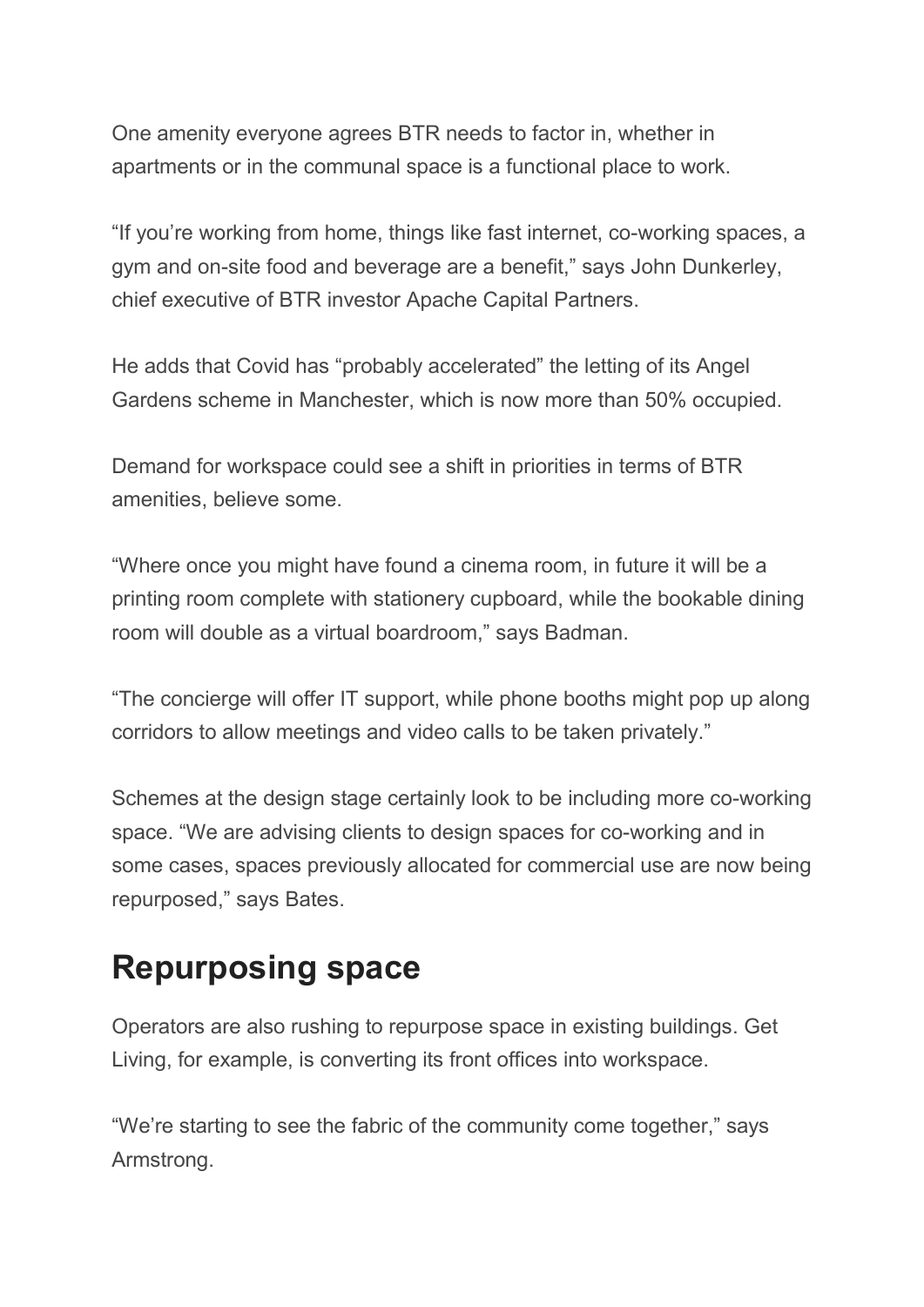One amenity everyone agrees BTR needs to factor in, whether in apartments or in the communal space is a functional place to work.

“If you’re working from home, things like fast internet, co-working spaces, a gym and on-site food and beverage are a benefit,” says John Dunkerley, chief executive of BTR investor Apache Capital Partners.

He adds that Covid has “probably accelerated” the letting of its Angel Gardens scheme in Manchester, which is now more than 50% occupied.

Demand for workspace could see a shift in priorities in terms of BTR amenities, believe some.

“Where once you might have found a cinema room, in future it will be a printing room complete with stationery cupboard, while the bookable dining room will double as a virtual boardroom,” says Badman.

“The concierge will offer IT support, while phone booths might pop up along corridors to allow meetings and video calls to be taken privately.”

Schemes at the design stage certainly look to be including more co-working space. “We are advising clients to design spaces for co-working and in some cases, spaces previously allocated for commercial use are now being repurposed,” says Bates.

## Repurposing space

Operators are also rushing to repurpose space in existing buildings. Get Living, for example, is converting its front offices into workspace.

“We’re starting to see the fabric of the community come together,” says Armstrong.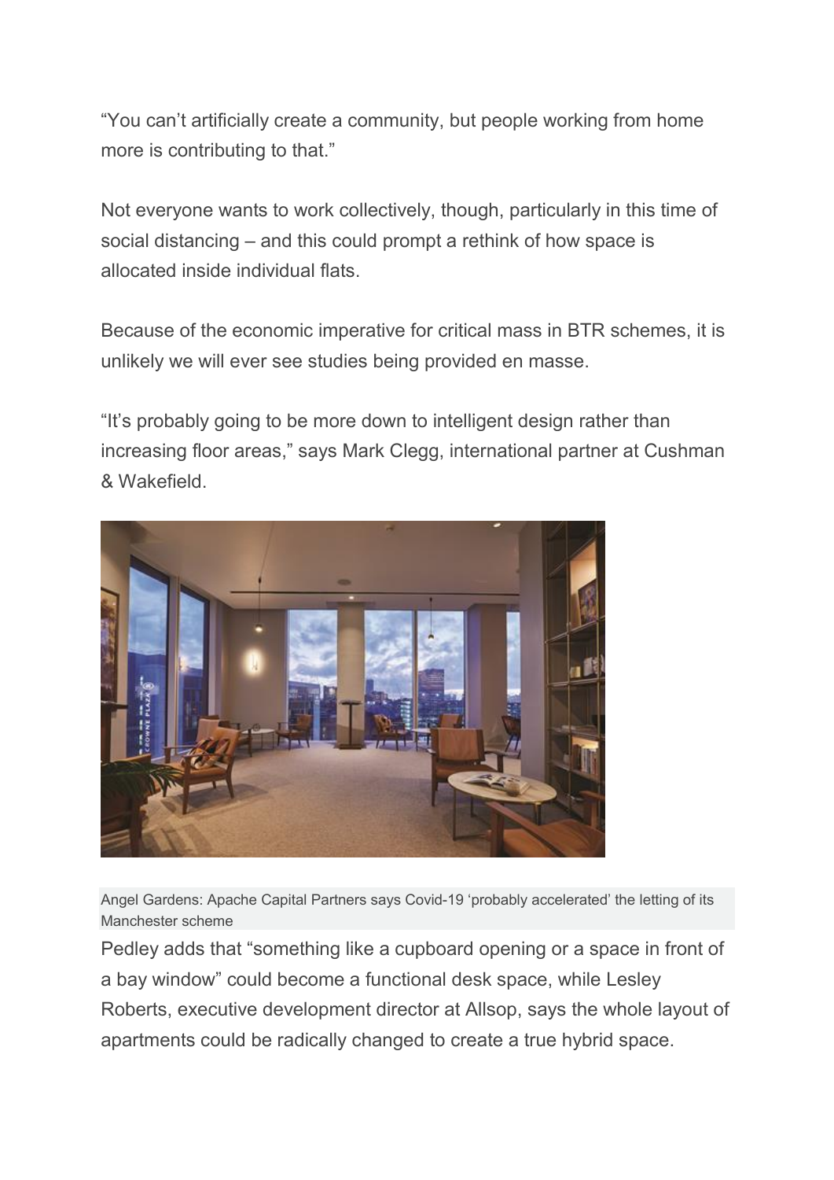"You can't artificially create a community, but people working from home more is contributing to that."

Not everyone wants to work collectively, though, particularly in this time of social distancing – and this could prompt a rethink of how space is allocated inside individual flats.

Because of the economic imperative for critical mass in BTR schemes, it is unlikely we will ever see studies being provided en masse.

"It's probably going to be more down to intelligent design rather than increasing floor areas," says Mark Clegg, international partner at Cushman & Wakefield.

Angel Gardens: Apache Capital Partners says Covid-19 'probably accelerated' the letting of its Manchester scheme

Pedley adds that "something like a cupboard opening or a space in front of a bay window" could become a functional desk space, while Lesley Roberts, executive development director at Allsop, says the whole layout of apartments could be radically changed to create a true hybrid space.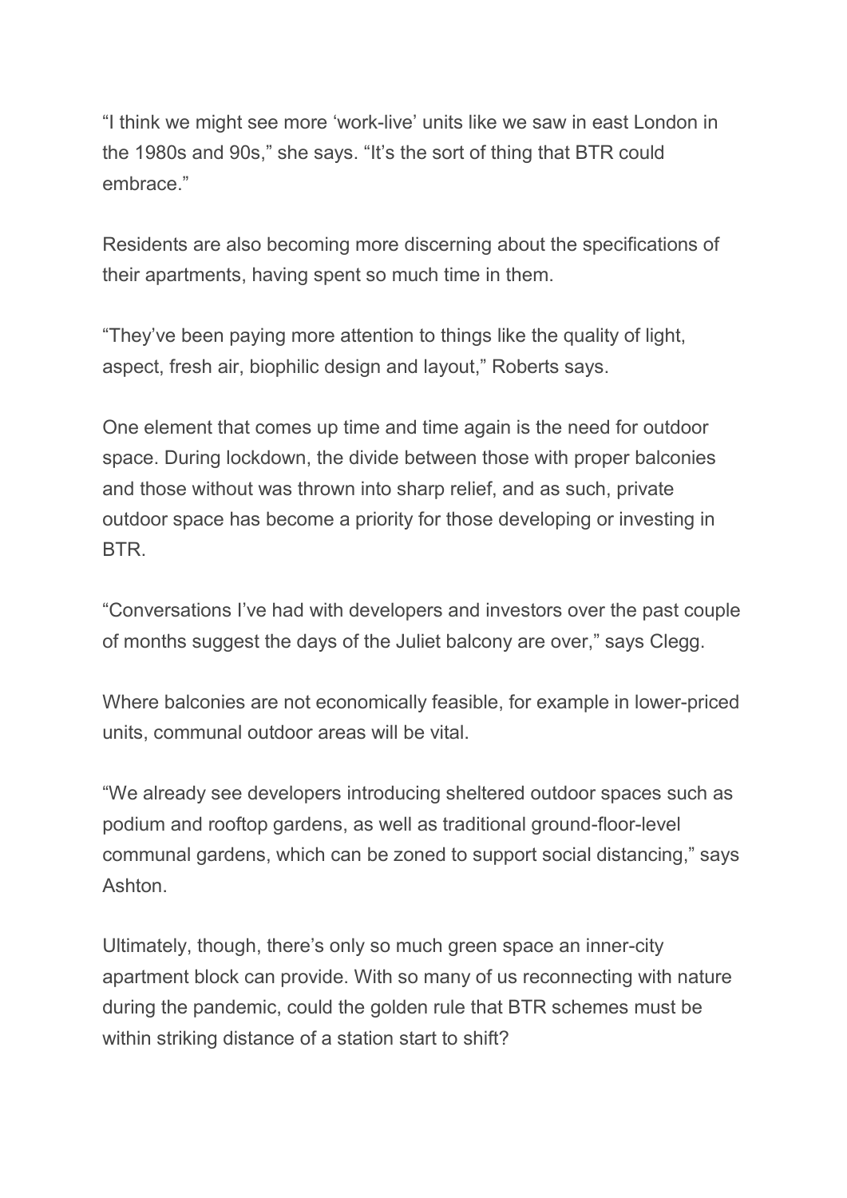"I think we might see more 'work-live' units like we saw in east London in the 1980s and 90s," she says. "It's the sort of thing that BTR could embrace."

Residents are also becoming more discerning about the specifications of their apartments, having spent so much time in them.

"They've been paying more attention to things like the quality of light, aspect, fresh air, biophilic design and layout," Roberts says.

One element that comes up time and time again is the need for outdoor space. During lockdown, the divide between those with proper balconies and those without was thrown into sharp relief, and as such, private outdoor space has become a priority for those developing or investing in BTR.

"Conversations I've had with developers and investors over the past couple of months suggest the days of the Juliet balcony are over," says Clegg.

Where balconies are not economically feasible, for example in lower-priced units, communal outdoor areas will be vital.

"We already see developers introducing sheltered outdoor spaces such as podium and rooftop gardens, as well as traditional ground-floor-level communal gardens, which can be zoned to support social distancing," says Ashton.

Ultimately, though, there's only so much green space an inner-city apartment block can provide. With so many of us reconnecting with nature during the pandemic, could the golden rule that BTR schemes must be within striking distance of a station start to shift?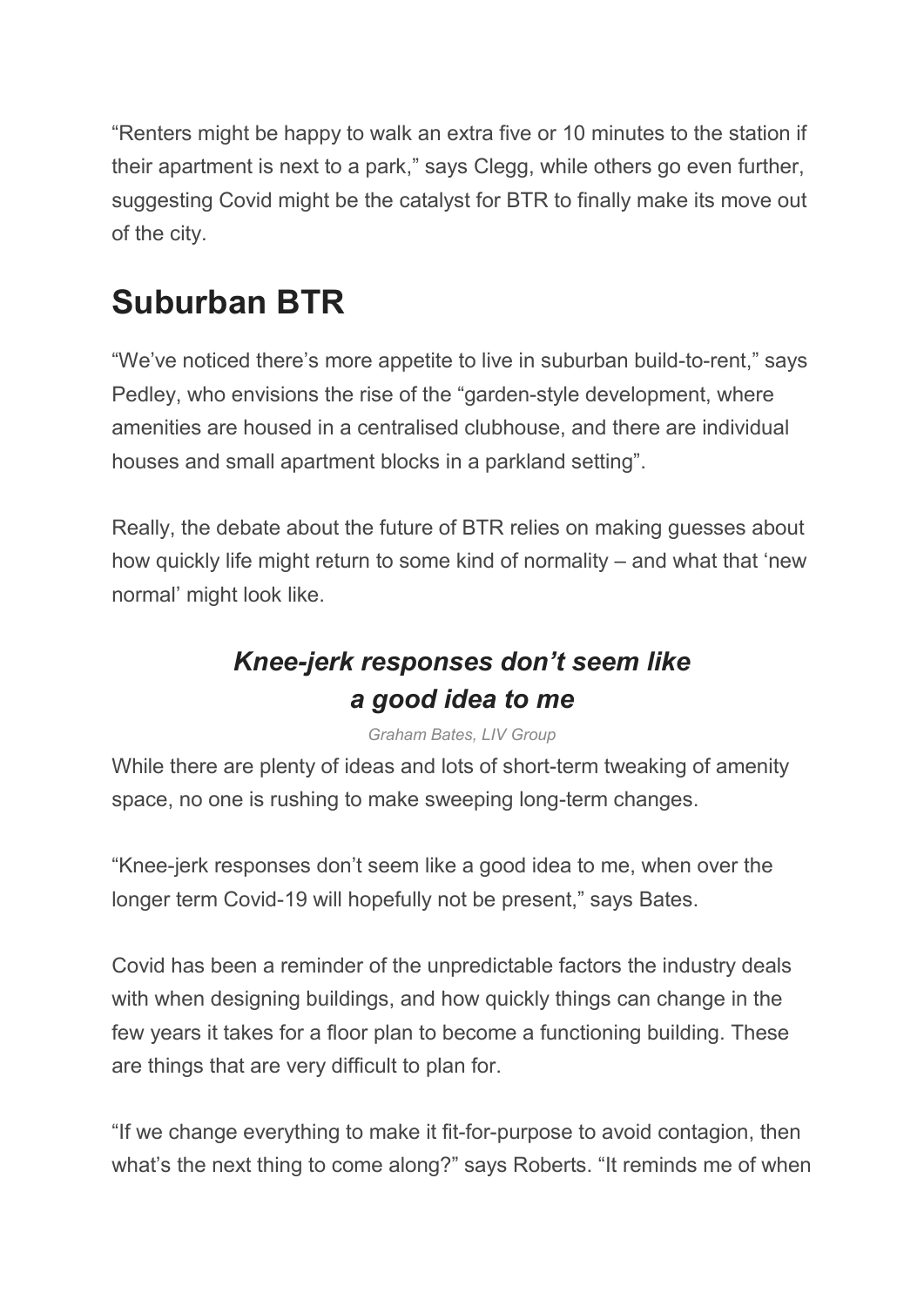"Renters might be happy to walk an extra five or 10 minutes to the station if their apartment is next to a park," says Clegg, while others go even further, suggesting Covid might be the catalyst for BTR to finally make its move out of the city.

## Suburban BTR

"We've noticed there's more appetite to live in suburban build-to-rent," says Pedley, who envisions the rise of the "garden-style development, where amenities are housed in a centralised clubhouse, and there are individual houses and small apartment blocks in a parkland setting".

Really, the debate about the future of BTR relies on making guesses about how quickly life might return to some kind of normality – and what that 'new normal' might look like.

> ***Knee-jerk responses don't seem like a good idea to me***
>
> *Graham Bates, LIV Group*

While there are plenty of ideas and lots of short-term tweaking of amenity space, no one is rushing to make sweeping long-term changes.

"Knee-jerk responses don't seem like a good idea to me, when over the longer term Covid-19 will hopefully not be present," says Bates.

Covid has been a reminder of the unpredictable factors the industry deals with when designing buildings, and how quickly things can change in the few years it takes for a floor plan to become a functioning building. These are things that are very difficult to plan for.

"If we change everything to make it fit-for-purpose to avoid contagion, then what's the next thing to come along?" says Roberts. "It reminds me of when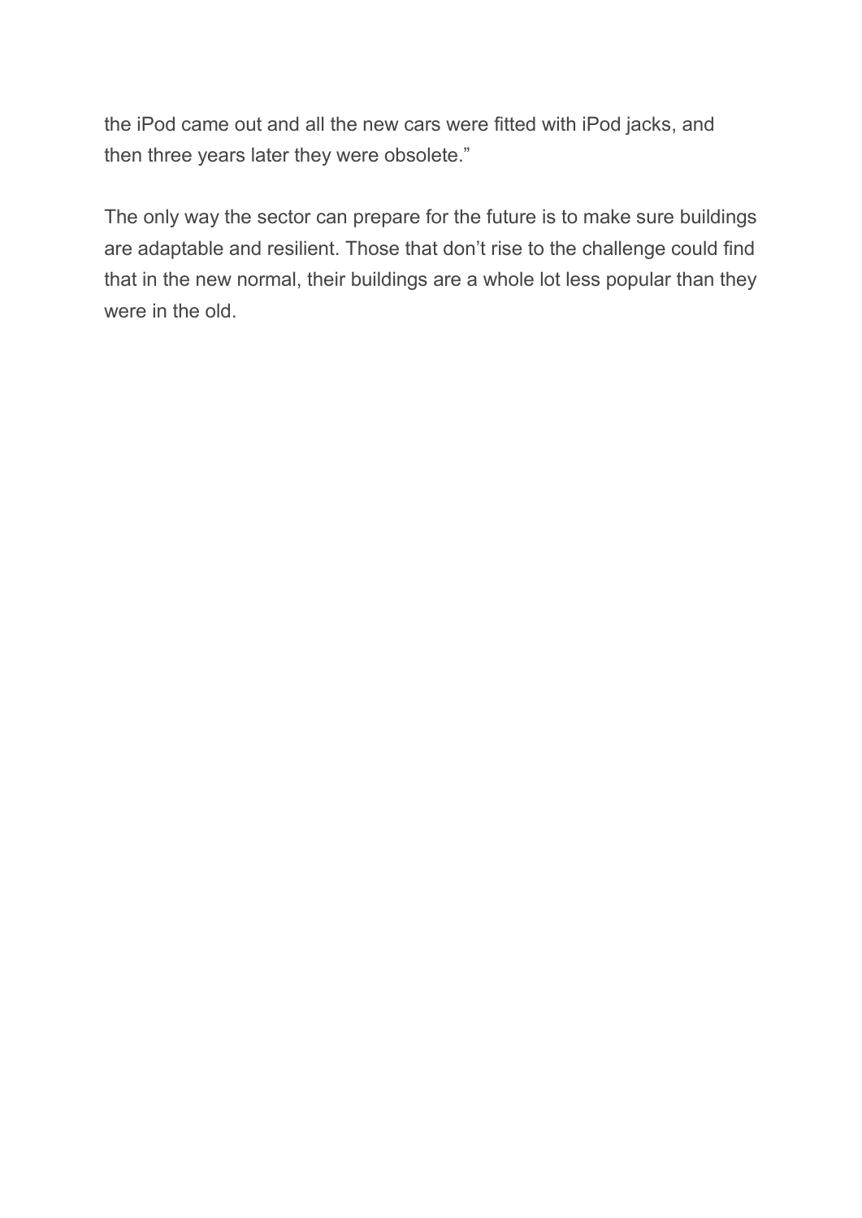the iPod came out and all the new cars were fitted with iPod jacks, and then three years later they were obsolete."

The only way the sector can prepare for the future is to make sure buildings are adaptable and resilient. Those that don't rise to the challenge could find that in the new normal, their buildings are a whole lot less popular than they were in the old.